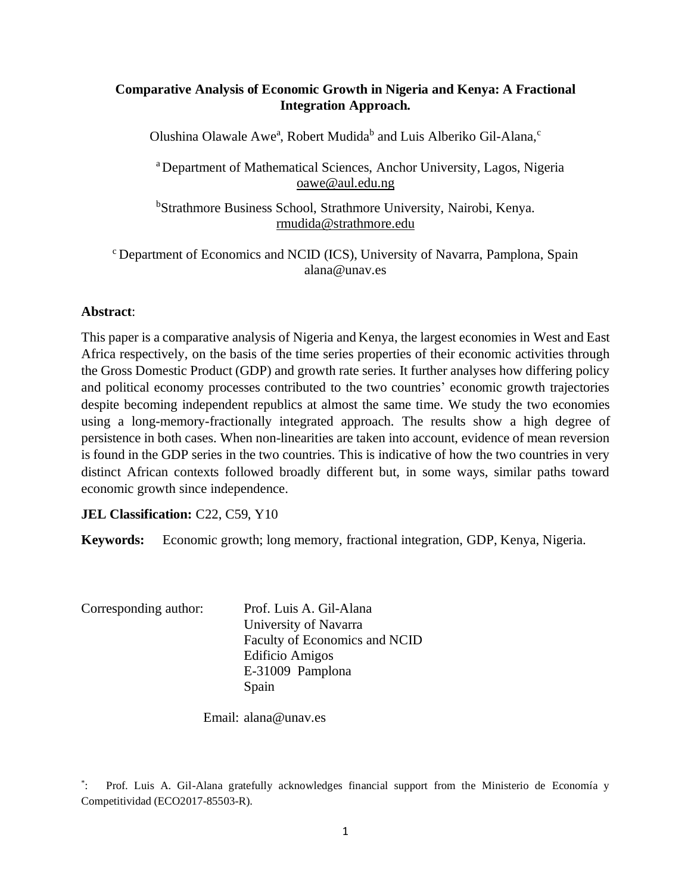# Comparative Analysis of Economic Growth in Nigeria and Kenya: A Fractional Integration Approach.

Olushina Olawale Awe[a], Robert Mudida[b] and Luis Alberiko Gil-Alana,[c]

[a] Department of Mathematical Sciences, Anchor University, Lagos, Nigeria
oawe@aul.edu.ng

[b]Strathmore Business School, Strathmore University, Nairobi, Kenya.
rmudida@strathmore.edu

[c] Department of Economics and NCID (ICS), University of Navarra, Pamplona, Spain
alana@unav.es

**Abstract**:

This paper is a comparative analysis of Nigeria and Kenya, the largest economies in West and East Africa respectively, on the basis of the time series properties of their economic activities through the Gross Domestic Product (GDP) and growth rate series. It further analyses how differing policy and political economy processes contributed to the two countries' economic growth trajectories despite becoming independent republics at almost the same time. We study the two economies using a long-memory-fractionally integrated approach. The results show a high degree of persistence in both cases. When non-linearities are taken into account, evidence of mean reversion is found in the GDP series in the two countries. This is indicative of how the two countries in very distinct African contexts followed broadly different but, in some ways, similar paths toward economic growth since independence.

**JEL Classification:** C22, C59, Y10

**Keywords:** Economic growth; long memory, fractional integration, GDP, Kenya, Nigeria.

Corresponding author: Prof. Luis A. Gil-Alana
University of Navarra
Faculty of Economics and NCID
Edificio Amigos
E-31009 Pamplona
Spain

Email: alana@unav.es

[*]: Prof. Luis A. Gil-Alana gratefully acknowledges financial support from the Ministerio de Economía y Competitividad (ECO2017-85503-R).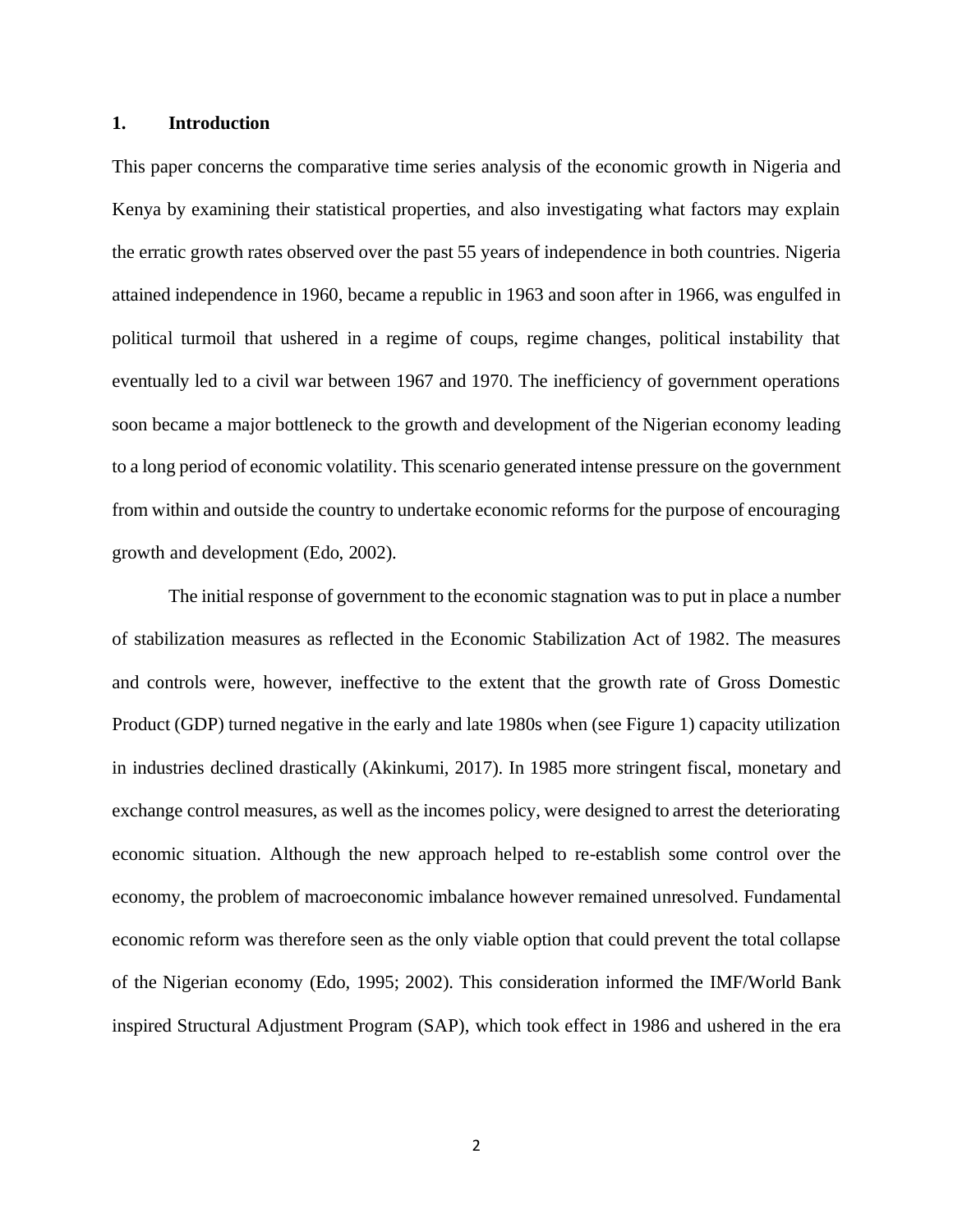## 1. Introduction

This paper concerns the comparative time series analysis of the economic growth in Nigeria and Kenya by examining their statistical properties, and also investigating what factors may explain the erratic growth rates observed over the past 55 years of independence in both countries. Nigeria attained independence in 1960, became a republic in 1963 and soon after in 1966, was engulfed in political turmoil that ushered in a regime of coups, regime changes, political instability that eventually led to a civil war between 1967 and 1970. The inefficiency of government operations soon became a major bottleneck to the growth and development of the Nigerian economy leading to a long period of economic volatility. This scenario generated intense pressure on the government from within and outside the country to undertake economic reforms for the purpose of encouraging growth and development (Edo, 2002).

The initial response of government to the economic stagnation was to put in place a number of stabilization measures as reflected in the Economic Stabilization Act of 1982. The measures and controls were, however, ineffective to the extent that the growth rate of Gross Domestic Product (GDP) turned negative in the early and late 1980s when (see Figure 1) capacity utilization in industries declined drastically (Akinkumi, 2017). In 1985 more stringent fiscal, monetary and exchange control measures, as well as the incomes policy, were designed to arrest the deteriorating economic situation. Although the new approach helped to re-establish some control over the economy, the problem of macroeconomic imbalance however remained unresolved. Fundamental economic reform was therefore seen as the only viable option that could prevent the total collapse of the Nigerian economy (Edo, 1995; 2002). This consideration informed the IMF/World Bank inspired Structural Adjustment Program (SAP), which took effect in 1986 and ushered in the era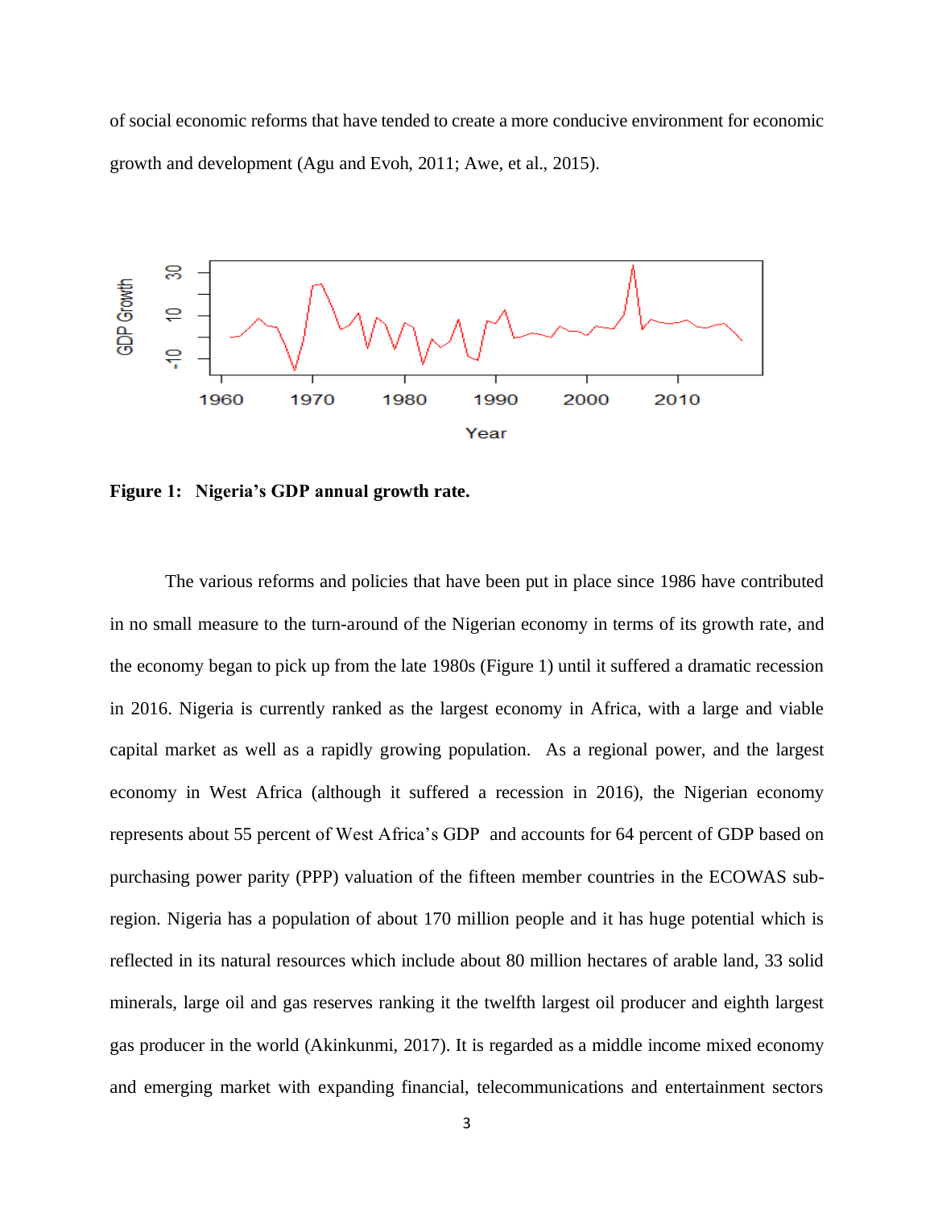of social economic reforms that have tended to create a more conducive environment for economic growth and development (Agu and Evoh, 2011; Awe, et al., 2015).

**Figure 1: Nigeria's GDP annual growth rate.**

The various reforms and policies that have been put in place since 1986 have contributed in no small measure to the turn-around of the Nigerian economy in terms of its growth rate, and the economy began to pick up from the late 1980s (Figure 1) until it suffered a dramatic recession in 2016. Nigeria is currently ranked as the largest economy in Africa, with a large and viable capital market as well as a rapidly growing population. As a regional power, and the largest economy in West Africa (although it suffered a recession in 2016), the Nigerian economy represents about 55 percent of West Africa's GDP and accounts for 64 percent of GDP based on purchasing power parity (PPP) valuation of the fifteen member countries in the ECOWAS sub-region. Nigeria has a population of about 170 million people and it has huge potential which is reflected in its natural resources which include about 80 million hectares of arable land, 33 solid minerals, large oil and gas reserves ranking it the twelfth largest oil producer and eighth largest gas producer in the world (Akinkunmi, 2017). It is regarded as a middle income mixed economy and emerging market with expanding financial, telecommunications and entertainment sectors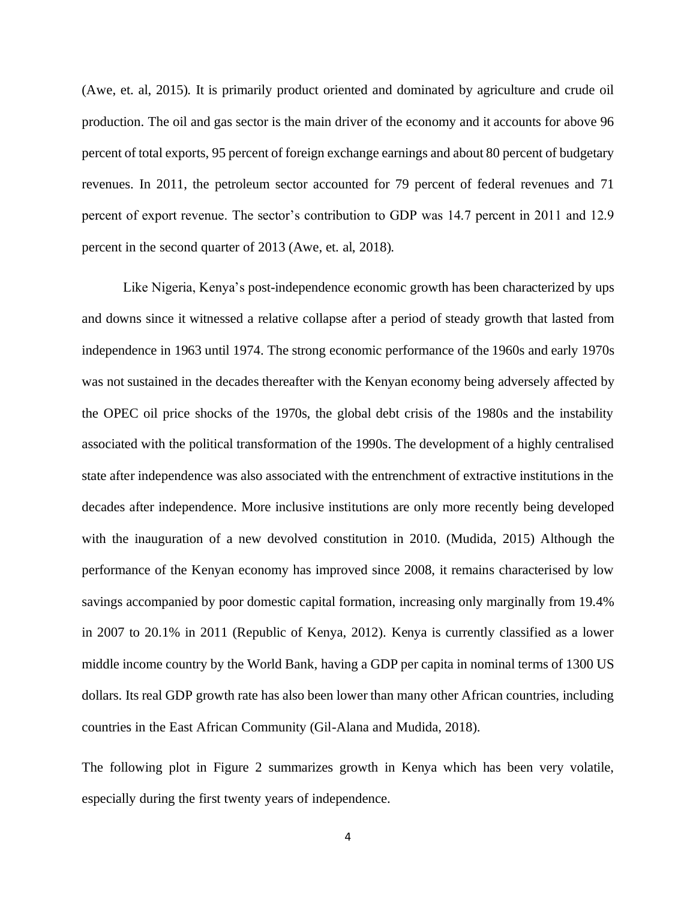(Awe, et. al, 2015). It is primarily product oriented and dominated by agriculture and crude oil production. The oil and gas sector is the main driver of the economy and it accounts for above 96 percent of total exports, 95 percent of foreign exchange earnings and about 80 percent of budgetary revenues. In 2011, the petroleum sector accounted for 79 percent of federal revenues and 71 percent of export revenue. The sector's contribution to GDP was 14.7 percent in 2011 and 12.9 percent in the second quarter of 2013 (Awe, et. al, 2018).

Like Nigeria, Kenya's post-independence economic growth has been characterized by ups and downs since it witnessed a relative collapse after a period of steady growth that lasted from independence in 1963 until 1974. The strong economic performance of the 1960s and early 1970s was not sustained in the decades thereafter with the Kenyan economy being adversely affected by the OPEC oil price shocks of the 1970s, the global debt crisis of the 1980s and the instability associated with the political transformation of the 1990s. The development of a highly centralised state after independence was also associated with the entrenchment of extractive institutions in the decades after independence. More inclusive institutions are only more recently being developed with the inauguration of a new devolved constitution in 2010. (Mudida, 2015) Although the performance of the Kenyan economy has improved since 2008, it remains characterised by low savings accompanied by poor domestic capital formation, increasing only marginally from 19.4% in 2007 to 20.1% in 2011 (Republic of Kenya, 2012). Kenya is currently classified as a lower middle income country by the World Bank, having a GDP per capita in nominal terms of 1300 US dollars. Its real GDP growth rate has also been lower than many other African countries, including countries in the East African Community (Gil-Alana and Mudida, 2018).

The following plot in Figure 2 summarizes growth in Kenya which has been very volatile, especially during the first twenty years of independence.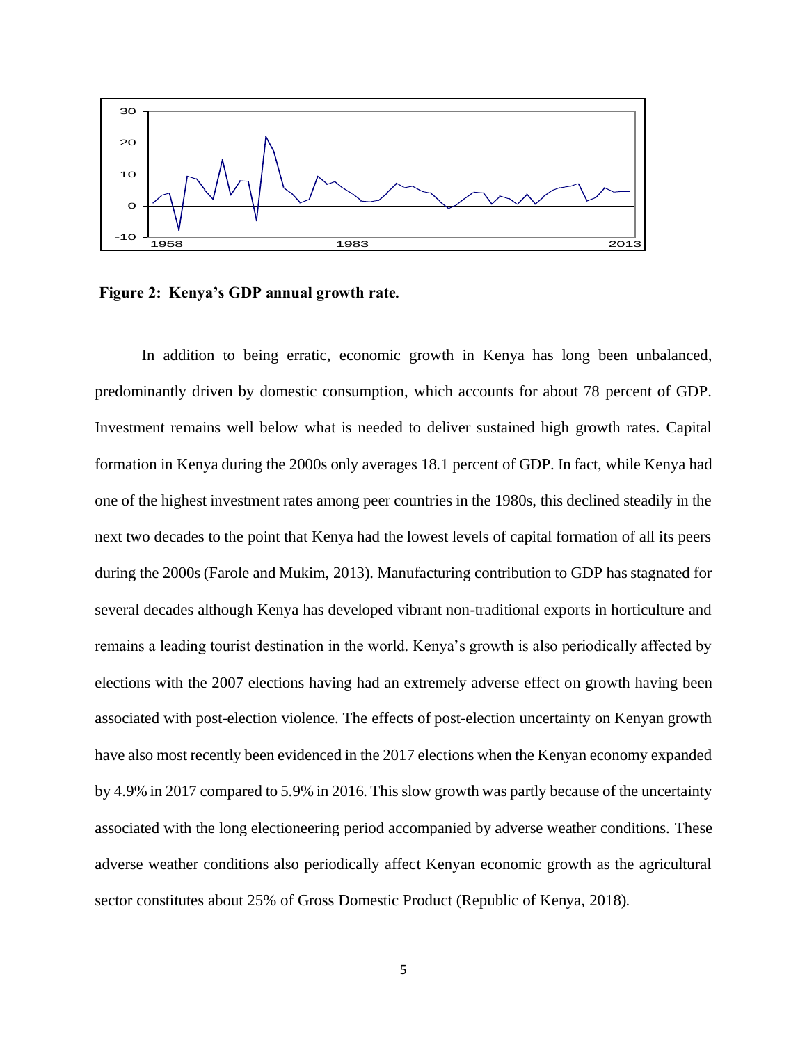**Figure 2: Kenya's GDP annual growth rate.**

In addition to being erratic, economic growth in Kenya has long been unbalanced, predominantly driven by domestic consumption, which accounts for about 78 percent of GDP. Investment remains well below what is needed to deliver sustained high growth rates. Capital formation in Kenya during the 2000s only averages 18.1 percent of GDP. In fact, while Kenya had one of the highest investment rates among peer countries in the 1980s, this declined steadily in the next two decades to the point that Kenya had the lowest levels of capital formation of all its peers during the 2000s (Farole and Mukim, 2013). Manufacturing contribution to GDP has stagnated for several decades although Kenya has developed vibrant non-traditional exports in horticulture and remains a leading tourist destination in the world. Kenya's growth is also periodically affected by elections with the 2007 elections having had an extremely adverse effect on growth having been associated with post-election violence. The effects of post-election uncertainty on Kenyan growth have also most recently been evidenced in the 2017 elections when the Kenyan economy expanded by 4.9% in 2017 compared to 5.9% in 2016. This slow growth was partly because of the uncertainty associated with the long electioneering period accompanied by adverse weather conditions. These adverse weather conditions also periodically affect Kenyan economic growth as the agricultural sector constitutes about 25% of Gross Domestic Product (Republic of Kenya, 2018).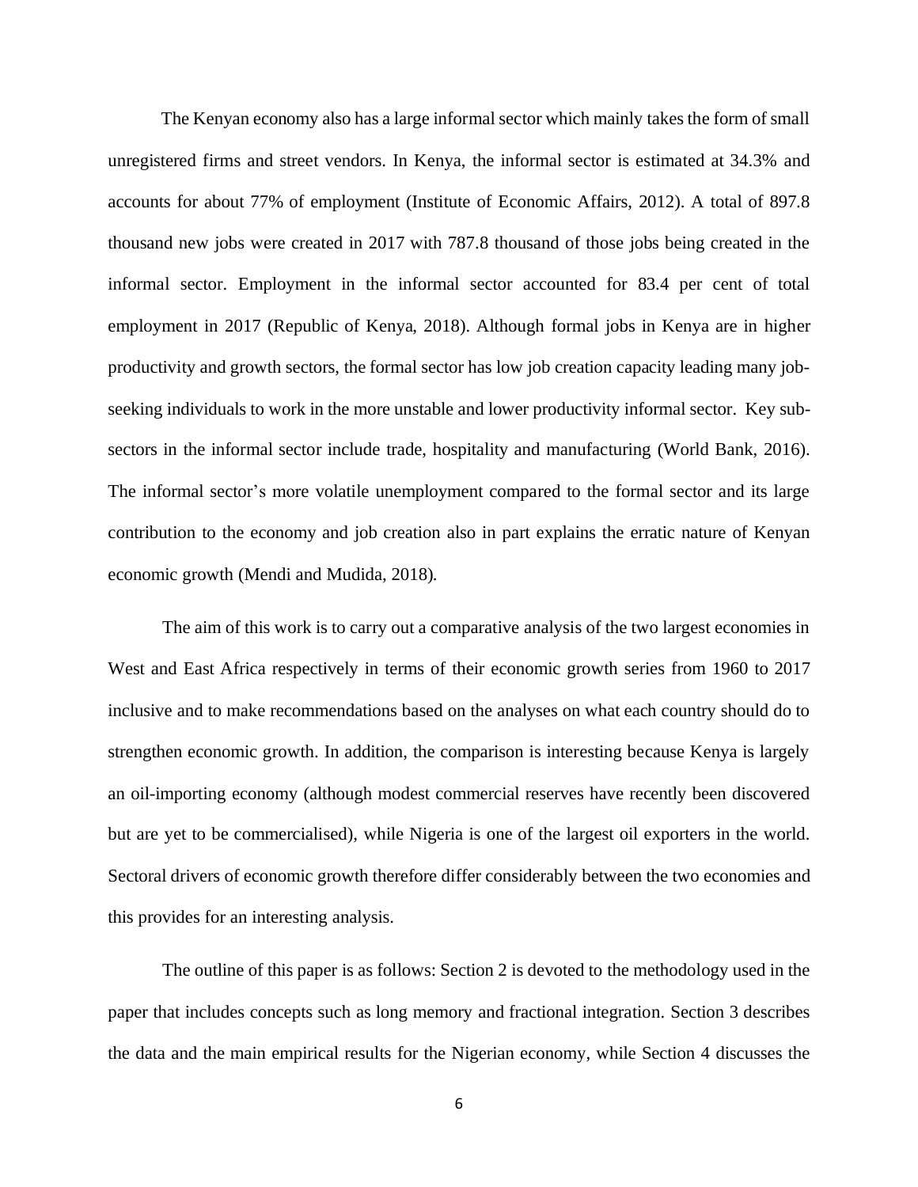The Kenyan economy also has a large informal sector which mainly takes the form of small unregistered firms and street vendors. In Kenya, the informal sector is estimated at 34.3% and accounts for about 77% of employment (Institute of Economic Affairs, 2012). A total of 897.8 thousand new jobs were created in 2017 with 787.8 thousand of those jobs being created in the informal sector. Employment in the informal sector accounted for 83.4 per cent of total employment in 2017 (Republic of Kenya, 2018). Although formal jobs in Kenya are in higher productivity and growth sectors, the formal sector has low job creation capacity leading many job-seeking individuals to work in the more unstable and lower productivity informal sector. Key sub-sectors in the informal sector include trade, hospitality and manufacturing (World Bank, 2016). The informal sector's more volatile unemployment compared to the formal sector and its large contribution to the economy and job creation also in part explains the erratic nature of Kenyan economic growth (Mendi and Mudida, 2018).

The aim of this work is to carry out a comparative analysis of the two largest economies in West and East Africa respectively in terms of their economic growth series from 1960 to 2017 inclusive and to make recommendations based on the analyses on what each country should do to strengthen economic growth. In addition, the comparison is interesting because Kenya is largely an oil-importing economy (although modest commercial reserves have recently been discovered but are yet to be commercialised), while Nigeria is one of the largest oil exporters in the world. Sectoral drivers of economic growth therefore differ considerably between the two economies and this provides for an interesting analysis.

The outline of this paper is as follows: Section 2 is devoted to the methodology used in the paper that includes concepts such as long memory and fractional integration. Section 3 describes the data and the main empirical results for the Nigerian economy, while Section 4 discusses the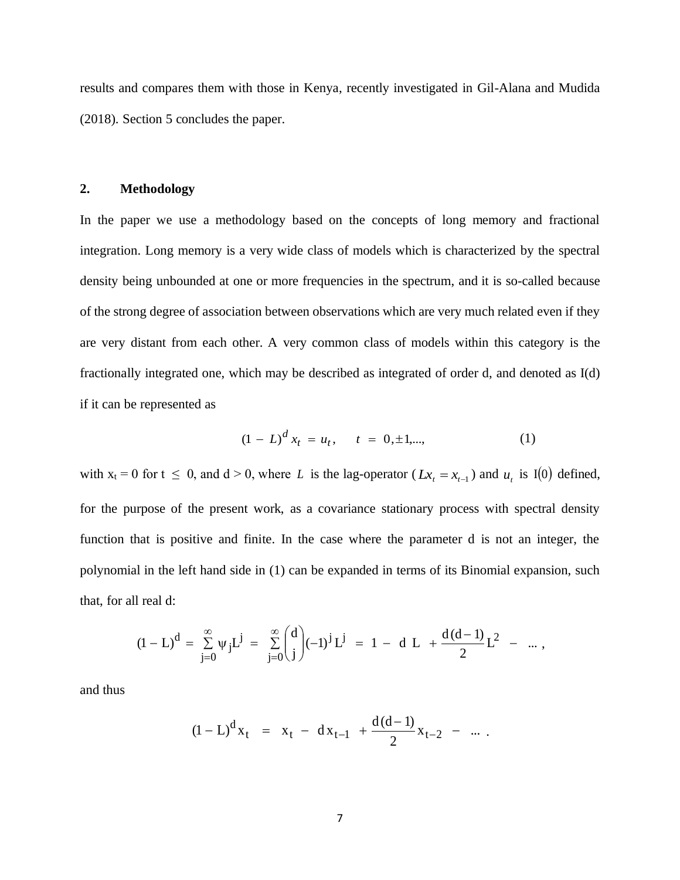results and compares them with those in Kenya, recently investigated in Gil-Alana and Mudida (2018). Section 5 concludes the paper.

## 2. Methodology

In the paper we use a methodology based on the concepts of long memory and fractional integration. Long memory is a very wide class of models which is characterized by the spectral density being unbounded at one or more frequencies in the spectrum, and it is so-called because of the strong degree of association between observations which are very much related even if they are very distant from each other. A very common class of models within this category is the fractionally integrated one, which may be described as integrated of order d, and denoted as I(d) if it can be represented as

$$(1 - L)^d x_t = u_t, \quad t = 0, \pm 1, \ldots, \tag{1}$$

with $x_t = 0$ for $t \leq 0$, and $d > 0$, where $L$ is the lag-operator ($Lx_t = x_{t-1}$) and $u_t$ is $I(0)$ defined, for the purpose of the present work, as a covariance stationary process with spectral density function that is positive and finite. In the case where the parameter d is not an integer, the polynomial in the left hand side in (1) can be expanded in terms of its Binomial expansion, such that, for all real d:

$$(1 - L)^d = \sum_{j=0}^{\infty} \psi_j L^j = \sum_{j=0}^{\infty} \binom{d}{j} (-1)^j L^j = 1 - d\,L + \frac{d(d-1)}{2} L^2 - \ldots,$$

and thus

$$(1 - L)^d x_t = x_t - d\,x_{t-1} + \frac{d(d-1)}{2} x_{t-2} - \ldots.$$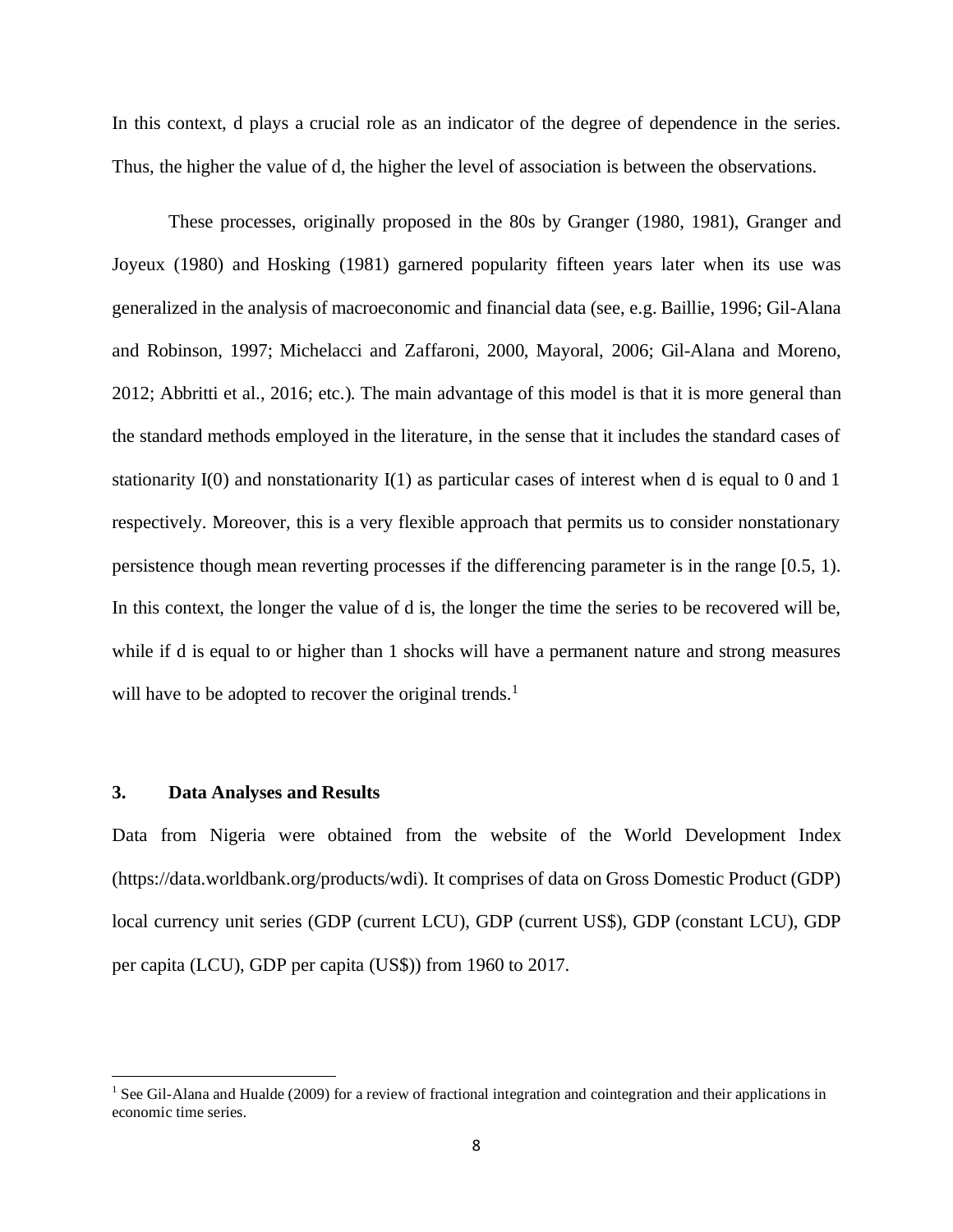In this context, d plays a crucial role as an indicator of the degree of dependence in the series. Thus, the higher the value of d, the higher the level of association is between the observations.

These processes, originally proposed in the 80s by Granger (1980, 1981), Granger and Joyeux (1980) and Hosking (1981) garnered popularity fifteen years later when its use was generalized in the analysis of macroeconomic and financial data (see, e.g. Baillie, 1996; Gil-Alana and Robinson, 1997; Michelacci and Zaffaroni, 2000, Mayoral, 2006; Gil-Alana and Moreno, 2012; Abbritti et al., 2016; etc.). The main advantage of this model is that it is more general than the standard methods employed in the literature, in the sense that it includes the standard cases of stationarity I(0) and nonstationarity I(1) as particular cases of interest when d is equal to 0 and 1 respectively. Moreover, this is a very flexible approach that permits us to consider nonstationary persistence though mean reverting processes if the differencing parameter is in the range [0.5, 1). In this context, the longer the value of d is, the longer the time the series to be recovered will be, while if d is equal to or higher than 1 shocks will have a permanent nature and strong measures will have to be adopted to recover the original trends.[1]

### 3. Data Analyses and Results

Data from Nigeria were obtained from the website of the World Development Index (https://data.worldbank.org/products/wdi). It comprises of data on Gross Domestic Product (GDP) local currency unit series (GDP (current LCU), GDP (current US$), GDP (constant LCU), GDP per capita (LCU), GDP per capita (US$)) from 1960 to 2017.

[1] See Gil-Alana and Hualde (2009) for a review of fractional integration and cointegration and their applications in economic time series.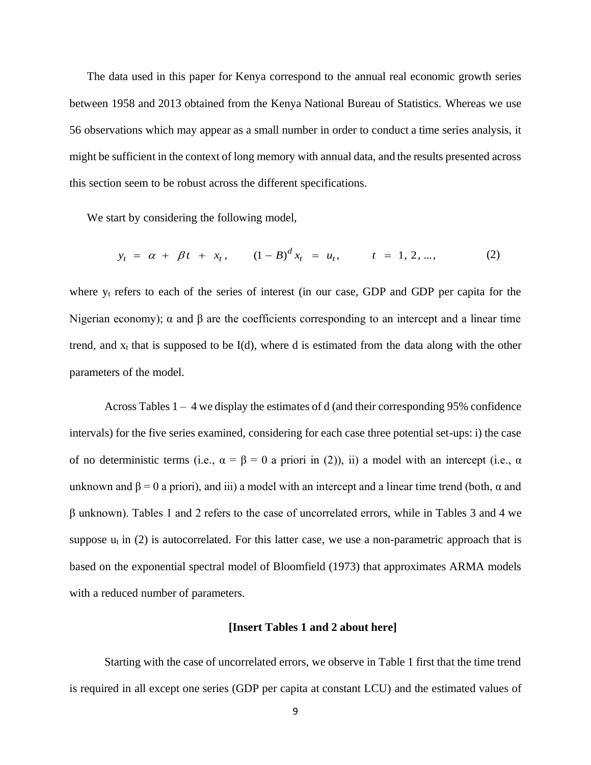The data used in this paper for Kenya correspond to the annual real economic growth series between 1958 and 2013 obtained from the Kenya National Bureau of Statistics. Whereas we use 56 observations which may appear as a small number in order to conduct a time series analysis, it might be sufficient in the context of long memory with annual data, and the results presented across this section seem to be robust across the different specifications.

We start by considering the following model,

$$y_t = \alpha + \beta t + x_t, \qquad (1 - B)^d x_t = u_t, \qquad t = 1, 2, ..., \tag{2}$$

where $y_t$ refers to each of the series of interest (in our case, GDP and GDP per capita for the Nigerian economy); α and β are the coefficients corresponding to an intercept and a linear time trend, and $x_t$ that is supposed to be I(d), where d is estimated from the data along with the other parameters of the model.

Across Tables 1 – 4 we display the estimates of d (and their corresponding 95% confidence intervals) for the five series examined, considering for each case three potential set-ups: i) the case of no deterministic terms (i.e., $\alpha = \beta = 0$ a priori in (2)), ii) a model with an intercept (i.e., α unknown and $\beta = 0$ a priori), and iii) a model with an intercept and a linear time trend (both, α and β unknown). Tables 1 and 2 refers to the case of uncorrelated errors, while in Tables 3 and 4 we suppose $u_t$ in (2) is autocorrelated. For this latter case, we use a non-parametric approach that is based on the exponential spectral model of Bloomfield (1973) that approximates ARMA models with a reduced number of parameters.

**[Insert Tables 1 and 2 about here]**

Starting with the case of uncorrelated errors, we observe in Table 1 first that the time trend is required in all except one series (GDP per capita at constant LCU) and the estimated values of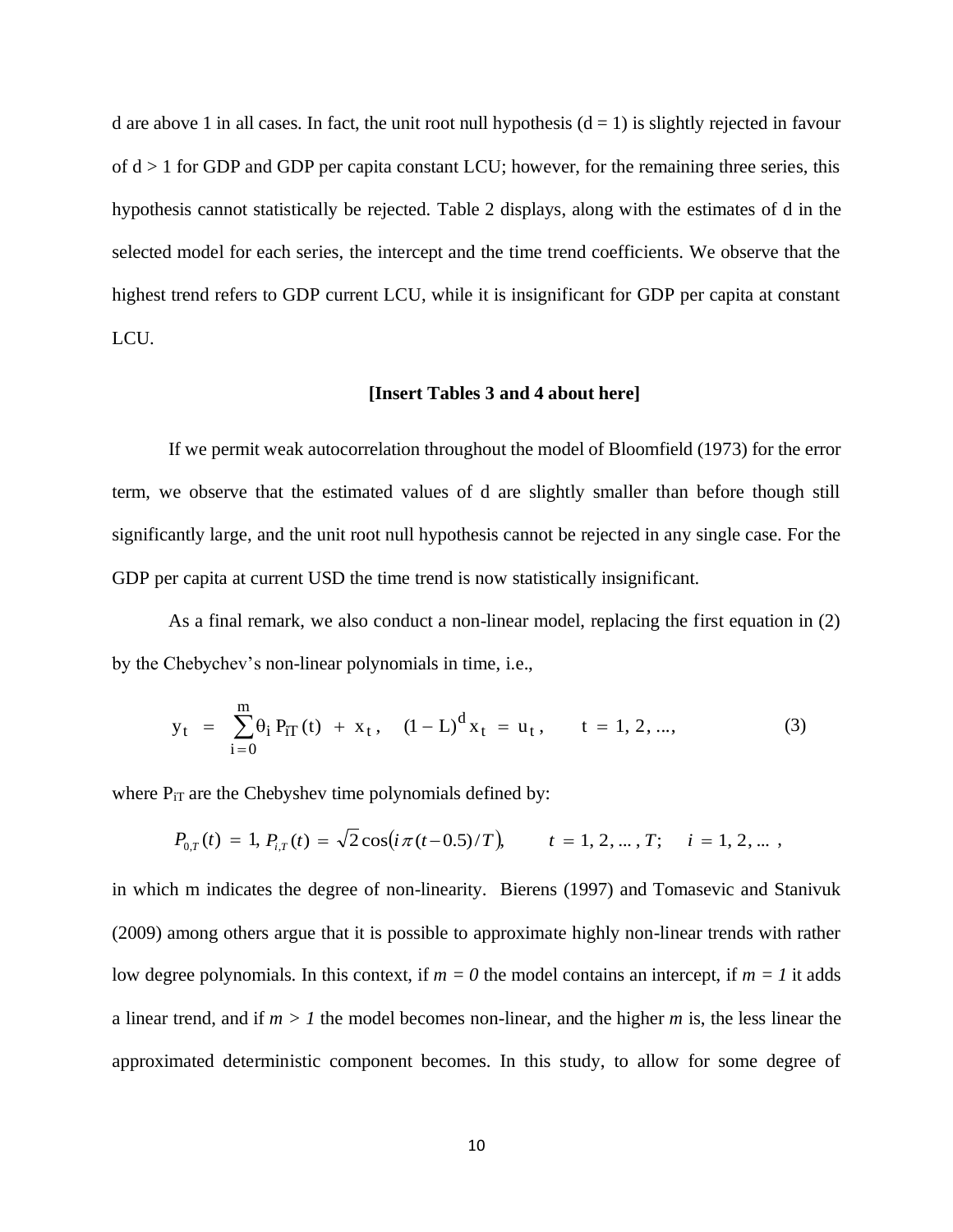d are above 1 in all cases. In fact, the unit root null hypothesis ($d = 1$) is slightly rejected in favour of $d > 1$ for GDP and GDP per capita constant LCU; however, for the remaining three series, this hypothesis cannot statistically be rejected. Table 2 displays, along with the estimates of d in the selected model for each series, the intercept and the time trend coefficients. We observe that the highest trend refers to GDP current LCU, while it is insignificant for GDP per capita at constant LCU.

**[Insert Tables 3 and 4 about here]**

If we permit weak autocorrelation throughout the model of Bloomfield (1973) for the error term, we observe that the estimated values of d are slightly smaller than before though still significantly large, and the unit root null hypothesis cannot be rejected in any single case. For the GDP per capita at current USD the time trend is now statistically insignificant.

As a final remark, we also conduct a non-linear model, replacing the first equation in (2) by the Chebychev's non-linear polynomials in time, i.e.,

$$y_t \;=\; \sum_{i=0}^{m} \theta_i \, P_{iT}(t) \;+\; x_t, \quad (1-L)^d x_t \;=\; u_t, \qquad t \;=\; 1, 2, ..., \tag{3}$$

where $P_{iT}$ are the Chebyshev time polynomials defined by:

$$P_{0,T}(t) \;=\; 1,\; P_{i,T}(t) \;=\; \sqrt{2}\cos\left(i\,\pi\,(t-0.5)/T\right), \qquad t \;=\; 1, 2, \ldots, T; \quad i \;=\; 1, 2, \ldots\,,$$

in which m indicates the degree of non-linearity. Bierens (1997) and Tomasevic and Stanivuk (2009) among others argue that it is possible to approximate highly non-linear trends with rather low degree polynomials. In this context, if $m = 0$ the model contains an intercept, if $m = 1$ it adds a linear trend, and if $m > 1$ the model becomes non-linear, and the higher $m$ is, the less linear the approximated deterministic component becomes. In this study, to allow for some degree of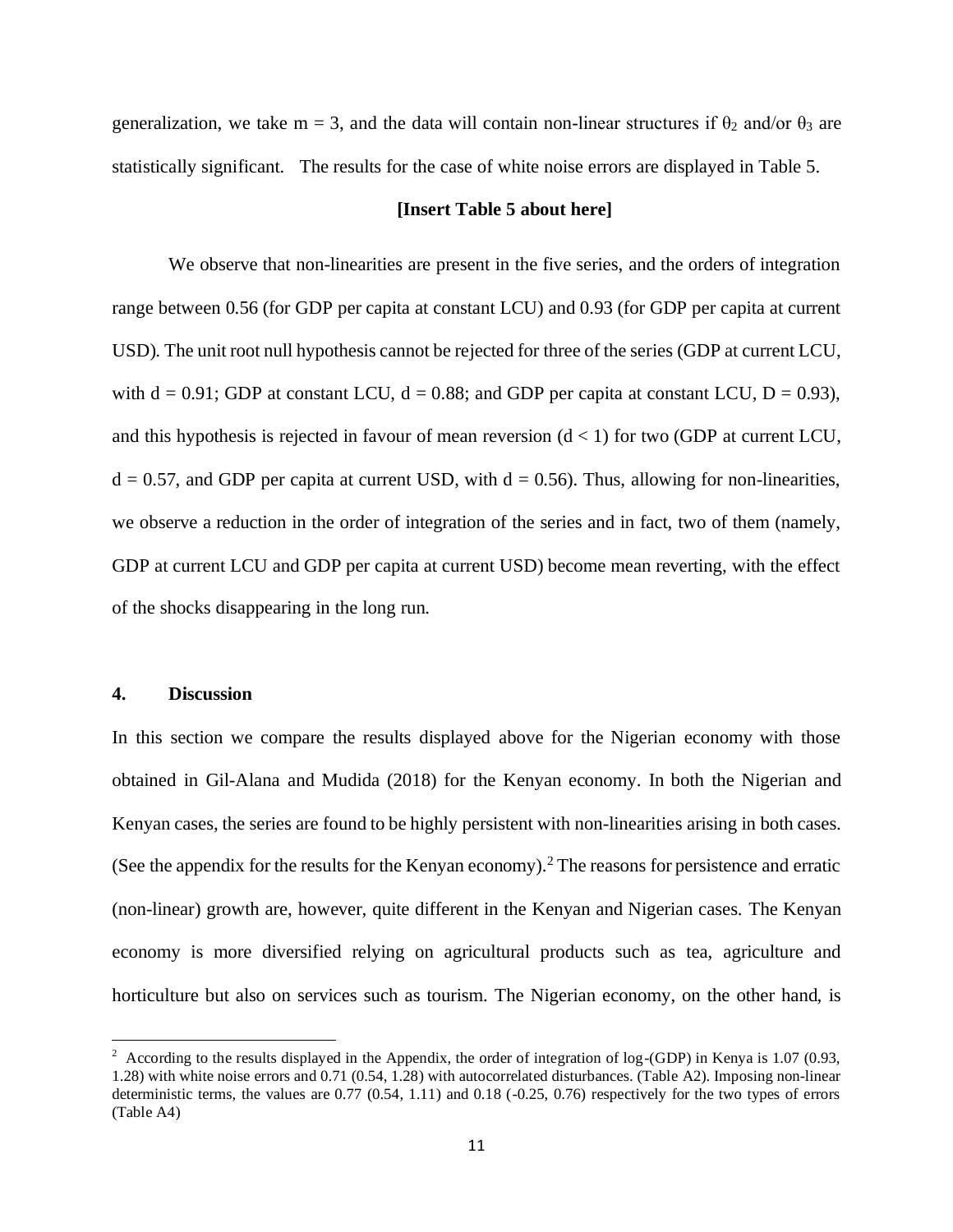generalization, we take m = 3, and the data will contain non-linear structures if $\theta_2$ and/or $\theta_3$ are statistically significant. The results for the case of white noise errors are displayed in Table 5.

**[Insert Table 5 about here]**

We observe that non-linearities are present in the five series, and the orders of integration range between 0.56 (for GDP per capita at constant LCU) and 0.93 (for GDP per capita at current USD). The unit root null hypothesis cannot be rejected for three of the series (GDP at current LCU, with d = 0.91; GDP at constant LCU, d = 0.88; and GDP per capita at constant LCU, D = 0.93), and this hypothesis is rejected in favour of mean reversion (d < 1) for two (GDP at current LCU, d = 0.57, and GDP per capita at current USD, with d = 0.56). Thus, allowing for non-linearities, we observe a reduction in the order of integration of the series and in fact, two of them (namely, GDP at current LCU and GDP per capita at current USD) become mean reverting, with the effect of the shocks disappearing in the long run.

## 4. Discussion

In this section we compare the results displayed above for the Nigerian economy with those obtained in Gil-Alana and Mudida (2018) for the Kenyan economy. In both the Nigerian and Kenyan cases, the series are found to be highly persistent with non-linearities arising in both cases. (See the appendix for the results for the Kenyan economy).[2] The reasons for persistence and erratic (non-linear) growth are, however, quite different in the Kenyan and Nigerian cases. The Kenyan economy is more diversified relying on agricultural products such as tea, agriculture and horticulture but also on services such as tourism. The Nigerian economy, on the other hand, is

[2] According to the results displayed in the Appendix, the order of integration of log-(GDP) in Kenya is 1.07 (0.93, 1.28) with white noise errors and 0.71 (0.54, 1.28) with autocorrelated disturbances. (Table A2). Imposing non-linear deterministic terms, the values are 0.77 (0.54, 1.11) and 0.18 (-0.25, 0.76) respectively for the two types of errors (Table A4)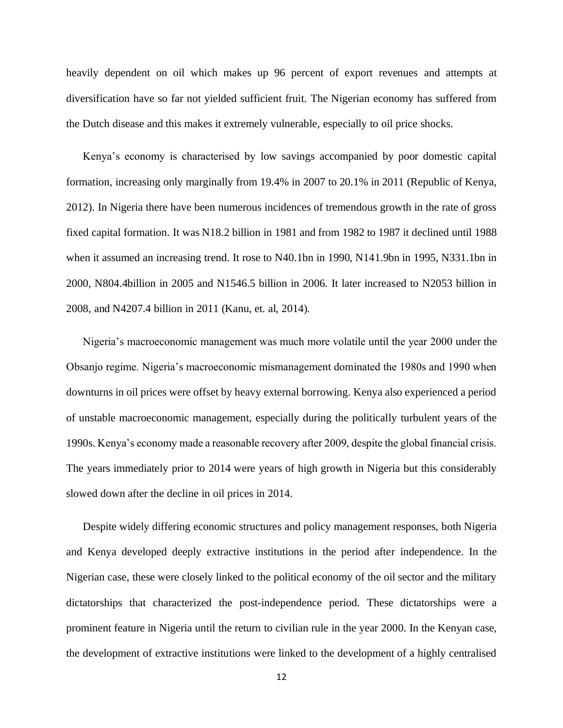heavily dependent on oil which makes up 96 percent of export revenues and attempts at diversification have so far not yielded sufficient fruit. The Nigerian economy has suffered from the Dutch disease and this makes it extremely vulnerable, especially to oil price shocks.

Kenya's economy is characterised by low savings accompanied by poor domestic capital formation, increasing only marginally from 19.4% in 2007 to 20.1% in 2011 (Republic of Kenya, 2012). In Nigeria there have been numerous incidences of tremendous growth in the rate of gross fixed capital formation. It was N18.2 billion in 1981 and from 1982 to 1987 it declined until 1988 when it assumed an increasing trend. It rose to N40.1bn in 1990, N141.9bn in 1995, N331.1bn in 2000, N804.4billion in 2005 and N1546.5 billion in 2006. It later increased to N2053 billion in 2008, and N4207.4 billion in 2011 (Kanu, et. al, 2014).

Nigeria's macroeconomic management was much more volatile until the year 2000 under the Obsanjo regime. Nigeria's macroeconomic mismanagement dominated the 1980s and 1990 when downturns in oil prices were offset by heavy external borrowing. Kenya also experienced a period of unstable macroeconomic management, especially during the politically turbulent years of the 1990s. Kenya's economy made a reasonable recovery after 2009, despite the global financial crisis. The years immediately prior to 2014 were years of high growth in Nigeria but this considerably slowed down after the decline in oil prices in 2014.

Despite widely differing economic structures and policy management responses, both Nigeria and Kenya developed deeply extractive institutions in the period after independence. In the Nigerian case, these were closely linked to the political economy of the oil sector and the military dictatorships that characterized the post-independence period. These dictatorships were a prominent feature in Nigeria until the return to civilian rule in the year 2000. In the Kenyan case, the development of extractive institutions were linked to the development of a highly centralised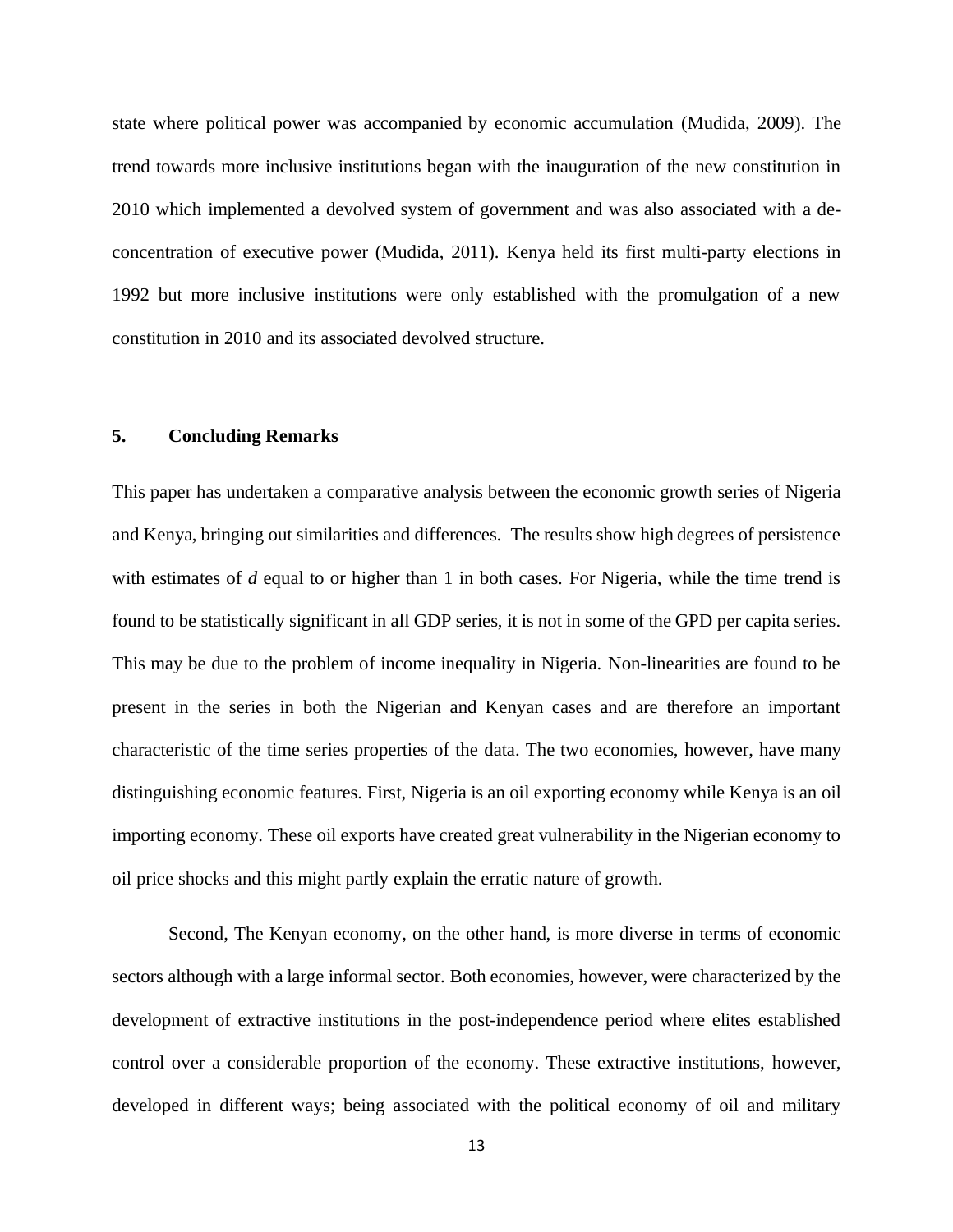state where political power was accompanied by economic accumulation (Mudida, 2009). The trend towards more inclusive institutions began with the inauguration of the new constitution in 2010 which implemented a devolved system of government and was also associated with a de-concentration of executive power (Mudida, 2011). Kenya held its first multi-party elections in 1992 but more inclusive institutions were only established with the promulgation of a new constitution in 2010 and its associated devolved structure.

## 5. Concluding Remarks

This paper has undertaken a comparative analysis between the economic growth series of Nigeria and Kenya, bringing out similarities and differences. The results show high degrees of persistence with estimates of *d* equal to or higher than 1 in both cases. For Nigeria, while the time trend is found to be statistically significant in all GDP series, it is not in some of the GPD per capita series. This may be due to the problem of income inequality in Nigeria. Non-linearities are found to be present in the series in both the Nigerian and Kenyan cases and are therefore an important characteristic of the time series properties of the data. The two economies, however, have many distinguishing economic features. First, Nigeria is an oil exporting economy while Kenya is an oil importing economy. These oil exports have created great vulnerability in the Nigerian economy to oil price shocks and this might partly explain the erratic nature of growth.

Second, The Kenyan economy, on the other hand, is more diverse in terms of economic sectors although with a large informal sector. Both economies, however, were characterized by the development of extractive institutions in the post-independence period where elites established control over a considerable proportion of the economy. These extractive institutions, however, developed in different ways; being associated with the political economy of oil and military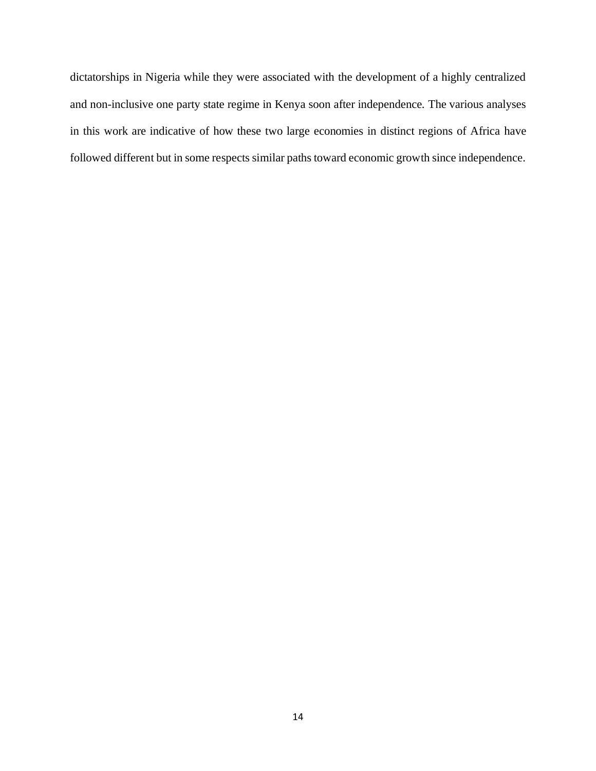dictatorships in Nigeria while they were associated with the development of a highly centralized and non-inclusive one party state regime in Kenya soon after independence. The various analyses in this work are indicative of how these two large economies in distinct regions of Africa have followed different but in some respects similar paths toward economic growth since independence.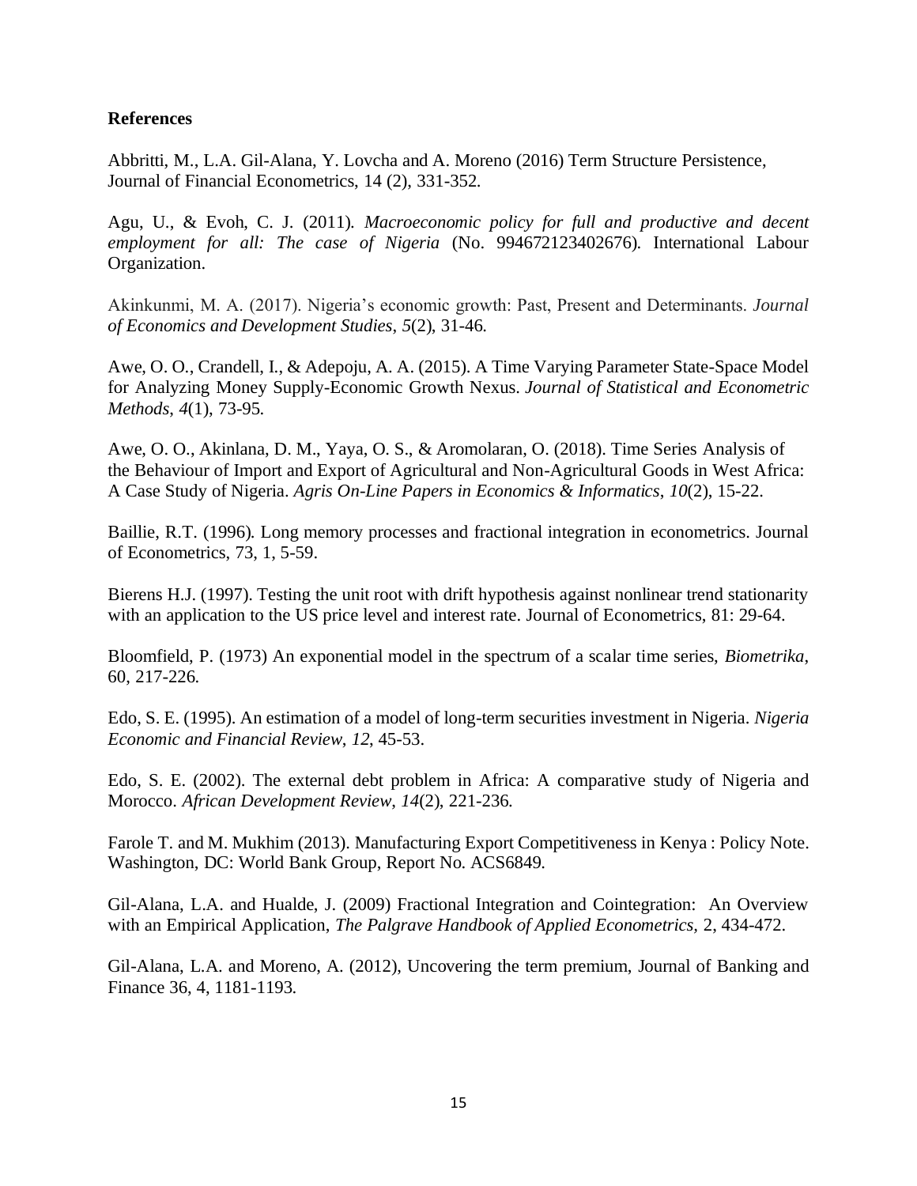**References**

Abbritti, M., L.A. Gil-Alana, Y. Lovcha and A. Moreno (2016) Term Structure Persistence, Journal of Financial Econometrics, 14 (2), 331-352.

Agu, U., & Evoh, C. J. (2011). *Macroeconomic policy for full and productive and decent employment for all: The case of Nigeria* (No. 994672123402676). International Labour Organization.

Akinkunmi, M. A. (2017). Nigeria's economic growth: Past, Present and Determinants. *Journal of Economics and Development Studies*, *5*(2), 31-46.

Awe, O. O., Crandell, I., & Adepoju, A. A. (2015). A Time Varying Parameter State-Space Model for Analyzing Money Supply-Economic Growth Nexus. *Journal of Statistical and Econometric Methods*, *4*(1), 73-95.

Awe, O. O., Akinlana, D. M., Yaya, O. S., & Aromolaran, O. (2018). Time Series Analysis of the Behaviour of Import and Export of Agricultural and Non-Agricultural Goods in West Africa: A Case Study of Nigeria. *Agris On-Line Papers in Economics & Informatics*, *10*(2), 15-22.

Baillie, R.T. (1996). Long memory processes and fractional integration in econometrics. Journal of Econometrics, 73, 1, 5-59.

Bierens H.J. (1997). Testing the unit root with drift hypothesis against nonlinear trend stationarity with an application to the US price level and interest rate. Journal of Econometrics, 81: 29-64.

Bloomfield, P. (1973) An exponential model in the spectrum of a scalar time series, *Biometrika*, 60, 217-226.

Edo, S. E. (1995). An estimation of a model of long-term securities investment in Nigeria. *Nigeria Economic and Financial Review*, *12*, 45-53.

Edo, S. E. (2002). The external debt problem in Africa: A comparative study of Nigeria and Morocco. *African Development Review*, *14*(2), 221-236.

Farole T. and M. Mukhim (2013). Manufacturing Export Competitiveness in Kenya : Policy Note. Washington, DC: World Bank Group, Report No. ACS6849.

Gil-Alana, L.A. and Hualde, J. (2009) Fractional Integration and Cointegration: An Overview with an Empirical Application, *The Palgrave Handbook of Applied Econometrics*, 2, 434-472.

Gil-Alana, L.A. and Moreno, A. (2012), Uncovering the term premium, Journal of Banking and Finance 36, 4, 1181-1193.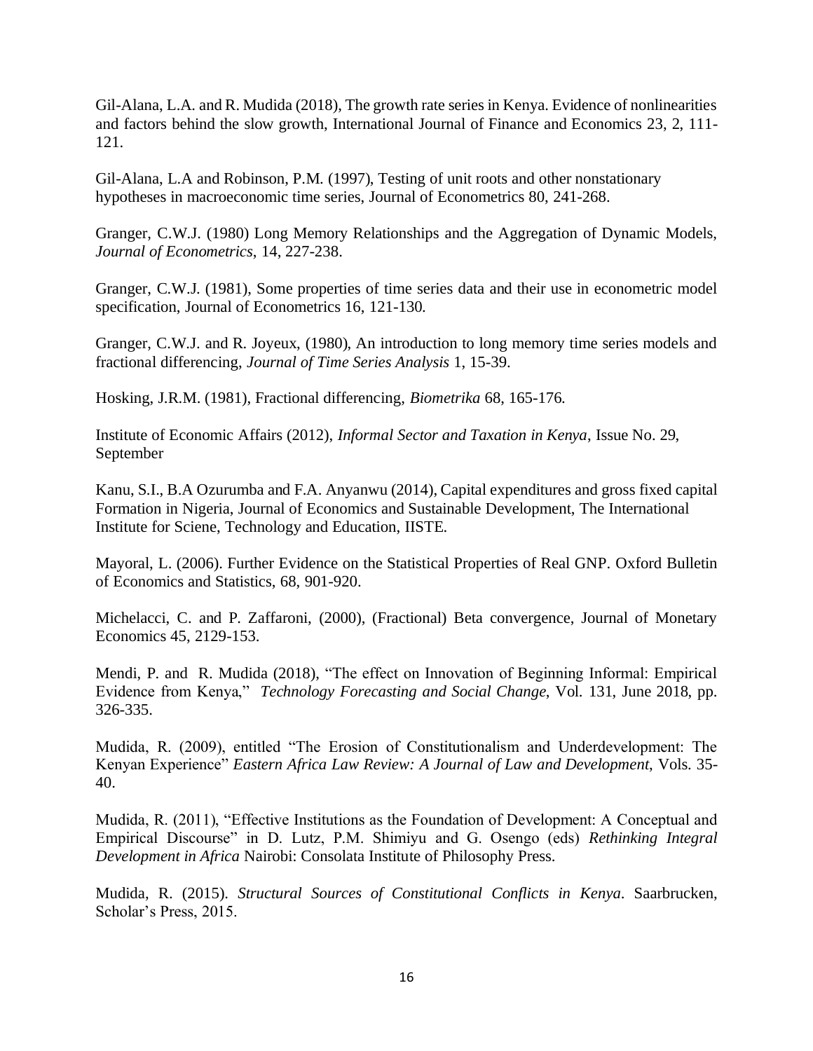Gil-Alana, L.A. and R. Mudida (2018), The growth rate series in Kenya. Evidence of nonlinearities and factors behind the slow growth, International Journal of Finance and Economics 23, 2, 111-121.

Gil-Alana, L.A and Robinson, P.M. (1997), Testing of unit roots and other nonstationary hypotheses in macroeconomic time series, Journal of Econometrics 80, 241-268.

Granger, C.W.J. (1980) Long Memory Relationships and the Aggregation of Dynamic Models, *Journal of Econometrics*, 14, 227-238.

Granger, C.W.J. (1981), Some properties of time series data and their use in econometric model specification, Journal of Econometrics 16, 121-130.

Granger, C.W.J. and R. Joyeux, (1980), An introduction to long memory time series models and fractional differencing, *Journal of Time Series Analysis* 1, 15-39.

Hosking, J.R.M. (1981), Fractional differencing, *Biometrika* 68, 165-176.

Institute of Economic Affairs (2012), *Informal Sector and Taxation in Kenya*, Issue No. 29, September

Kanu, S.I., B.A Ozurumba and F.A. Anyanwu (2014), Capital expenditures and gross fixed capital Formation in Nigeria, Journal of Economics and Sustainable Development, The International Institute for Sciene, Technology and Education, IISTE.

Mayoral, L. (2006). Further Evidence on the Statistical Properties of Real GNP. Oxford Bulletin of Economics and Statistics, 68, 901-920.

Michelacci, C. and P. Zaffaroni, (2000), (Fractional) Beta convergence, Journal of Monetary Economics 45, 2129-153.

Mendi, P. and R. Mudida (2018), "The effect on Innovation of Beginning Informal: Empirical Evidence from Kenya," *Technology Forecasting and Social Change*, Vol. 131, June 2018, pp. 326-335.

Mudida, R. (2009), entitled "The Erosion of Constitutionalism and Underdevelopment: The Kenyan Experience" *Eastern Africa Law Review: A Journal of Law and Development*, Vols. 35-40.

Mudida, R. (2011), "Effective Institutions as the Foundation of Development: A Conceptual and Empirical Discourse" in D. Lutz, P.M. Shimiyu and G. Osengo (eds) *Rethinking Integral Development in Africa* Nairobi: Consolata Institute of Philosophy Press.

Mudida, R. (2015). *Structural Sources of Constitutional Conflicts in Kenya*. Saarbrucken, Scholar's Press, 2015.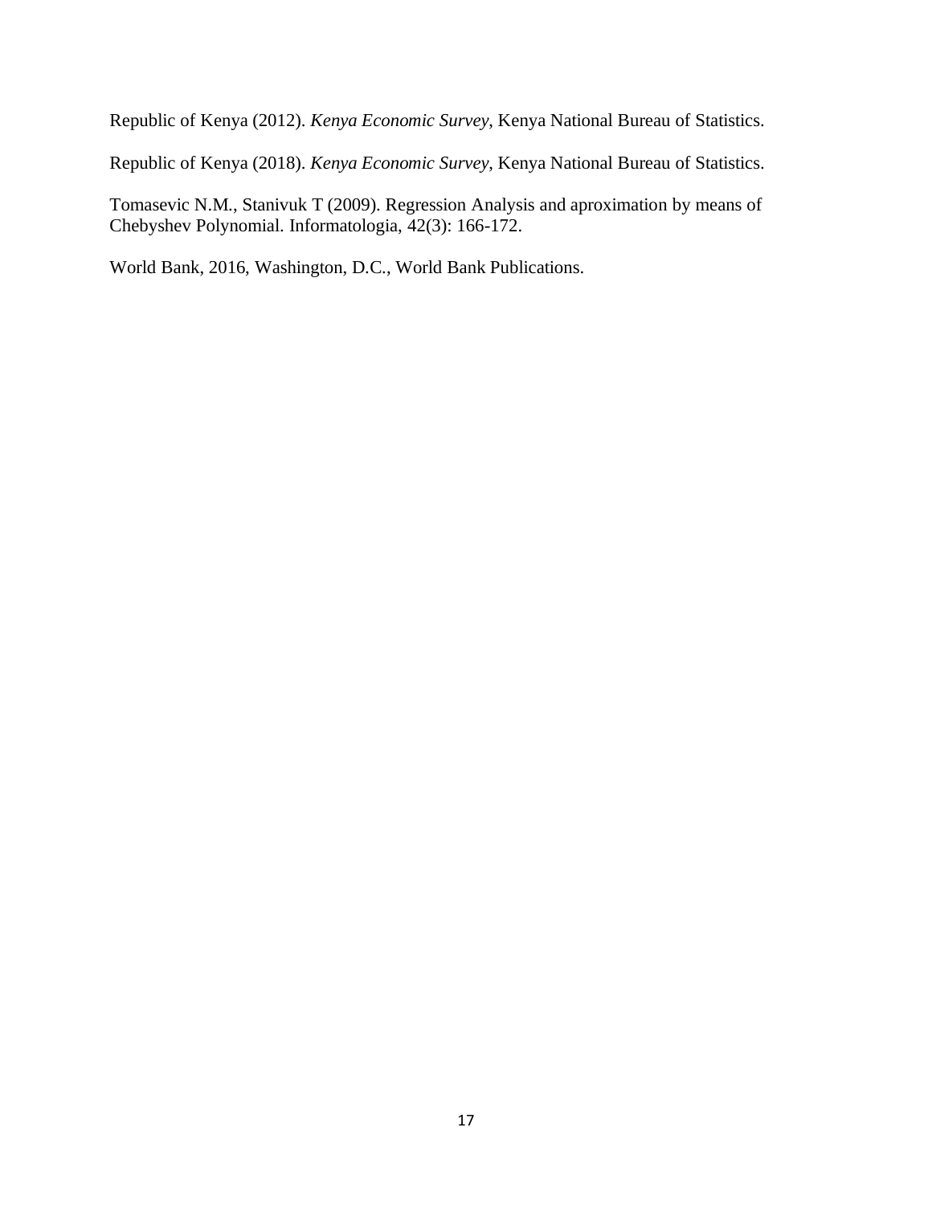Republic of Kenya (2012). *Kenya Economic Survey*, Kenya National Bureau of Statistics.

Republic of Kenya (2018). *Kenya Economic Survey*, Kenya National Bureau of Statistics.

Tomasevic N.M., Stanivuk T (2009). Regression Analysis and aproximation by means of Chebyshev Polynomial. Informatologia, 42(3): 166-172.

World Bank, 2016, Washington, D.C., World Bank Publications.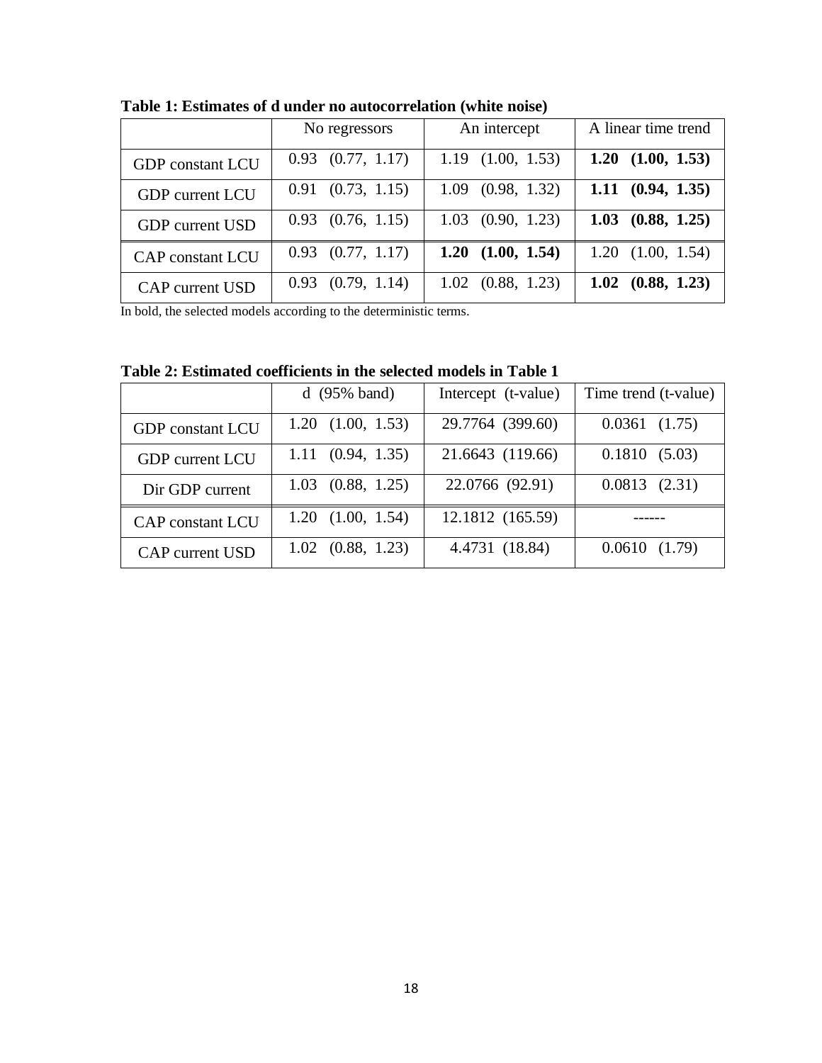**Table 1: Estimates of d under no autocorrelation (white noise)**

| | No regressors | An intercept | A linear time trend |
|---|---|---|---|
| GDP constant LCU | 0.93 (0.77, 1.17) | 1.19 (1.00, 1.53) | **1.20 (1.00, 1.53)** |
| GDP current LCU | 0.91 (0.73, 1.15) | 1.09 (0.98, 1.32) | **1.11 (0.94, 1.35)** |
| GDP current USD | 0.93 (0.76, 1.15) | 1.03 (0.90, 1.23) | **1.03 (0.88, 1.25)** |
| CAP constant LCU | 0.93 (0.77, 1.17) | **1.20 (1.00, 1.54)** | 1.20 (1.00, 1.54) |
| CAP current USD | 0.93 (0.79, 1.14) | 1.02 (0.88, 1.23) | **1.02 (0.88, 1.23)** |

In bold, the selected models according to the deterministic terms.

**Table 2: Estimated coefficients in the selected models in Table 1**

| | d (95% band) | Intercept (t-value) | Time trend (t-value) |
|---|---|---|---|
| GDP constant LCU | 1.20 (1.00, 1.53) | 29.7764 (399.60) | 0.0361 (1.75) |
| GDP current LCU | 1.11 (0.94, 1.35) | 21.6643 (119.66) | 0.1810 (5.03) |
| Dir GDP current | 1.03 (0.88, 1.25) | 22.0766 (92.91) | 0.0813 (2.31) |
| CAP constant LCU | 1.20 (1.00, 1.54) | 12.1812 (165.59) | ------ |
| CAP current USD | 1.02 (0.88, 1.23) | 4.4731 (18.84) | 0.0610 (1.79) |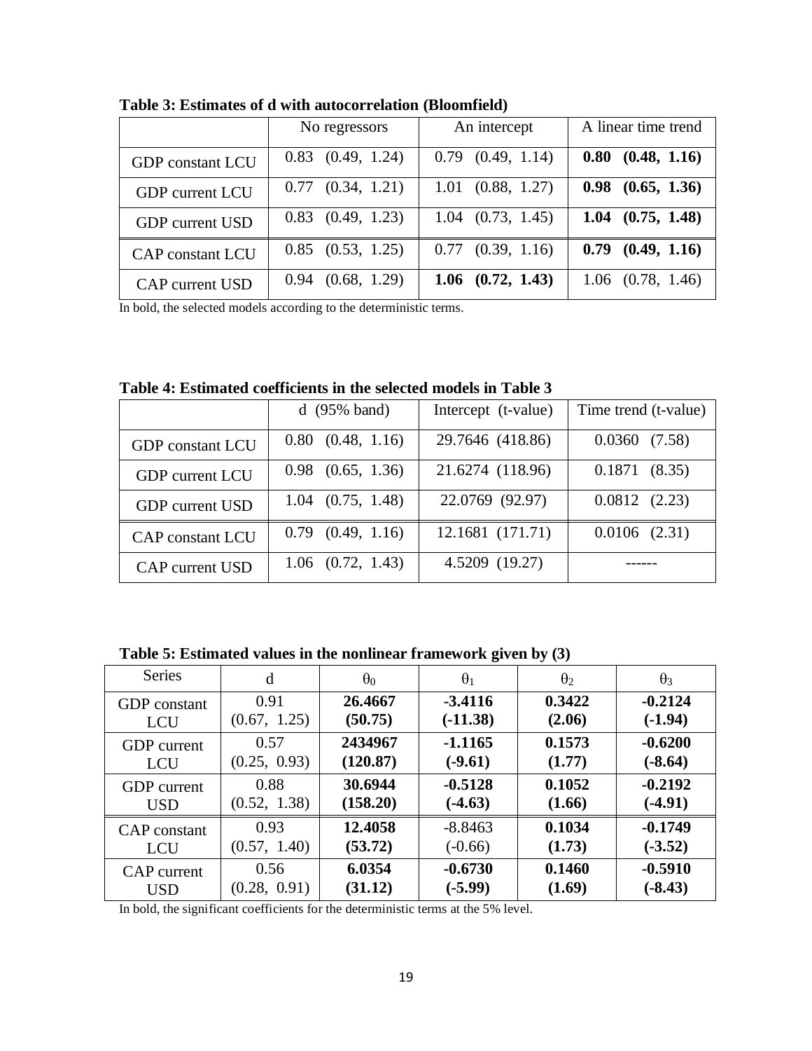**Table 3: Estimates of d with autocorrelation (Bloomfield)**

| | No regressors | An intercept | A linear time trend |
|---|---|---|---|
| GDP constant LCU | 0.83 (0.49, 1.24) | 0.79 (0.49, 1.14) | **0.80 (0.48, 1.16)** |
| GDP current LCU | 0.77 (0.34, 1.21) | 1.01 (0.88, 1.27) | **0.98 (0.65, 1.36)** |
| GDP current USD | 0.83 (0.49, 1.23) | 1.04 (0.73, 1.45) | **1.04 (0.75, 1.48)** |
| CAP constant LCU | 0.85 (0.53, 1.25) | 0.77 (0.39, 1.16) | **0.79 (0.49, 1.16)** |
| CAP current USD | 0.94 (0.68, 1.29) | **1.06 (0.72, 1.43)** | 1.06 (0.78, 1.46) |

In bold, the selected models according to the deterministic terms.

**Table 4: Estimated coefficients in the selected models in Table 3**

| | d (95% band) | Intercept (t-value) | Time trend (t-value) |
|---|---|---|---|
| GDP constant LCU | 0.80 (0.48, 1.16) | 29.7646 (418.86) | 0.0360 (7.58) |
| GDP current LCU | 0.98 (0.65, 1.36) | 21.6274 (118.96) | 0.1871 (8.35) |
| GDP current USD | 1.04 (0.75, 1.48) | 22.0769 (92.97) | 0.0812 (2.23) |
| CAP constant LCU | 0.79 (0.49, 1.16) | 12.1681 (171.71) | 0.0106 (2.31) |
| CAP current USD | 1.06 (0.72, 1.43) | 4.5209 (19.27) | ------ |

**Table 5: Estimated values in the nonlinear framework given by (3)**

| Series | d | $\theta_0$ | $\theta_1$ | $\theta_2$ | $\theta_3$ |
|---|---|---|---|---|---|
| GDP constant LCU | 0.91 (0.67, 1.25) | **26.4667 (50.75)** | **-3.4116 (-11.38)** | **0.3422 (2.06)** | **-0.2124 (-1.94)** |
| GDP current LCU | 0.57 (0.25, 0.93) | **2434967 (120.87)** | **-1.1165 (-9.61)** | **0.1573 (1.77)** | **-0.6200 (-8.64)** |
| GDP current USD | 0.88 (0.52, 1.38) | **30.6944 (158.20)** | **-0.5128 (-4.63)** | **0.1052 (1.66)** | **-0.2192 (-4.91)** |
| CAP constant LCU | 0.93 (0.57, 1.40) | **12.4058 (53.72)** | -8.8463 (-0.66) | **0.1034 (1.73)** | **-0.1749 (-3.52)** |
| CAP current USD | 0.56 (0.28, 0.91) | **6.0354 (31.12)** | **-0.6730 (-5.99)** | **0.1460 (1.69)** | **-0.5910 (-8.43)** |

In bold, the significant coefficients for the deterministic terms at the 5% level.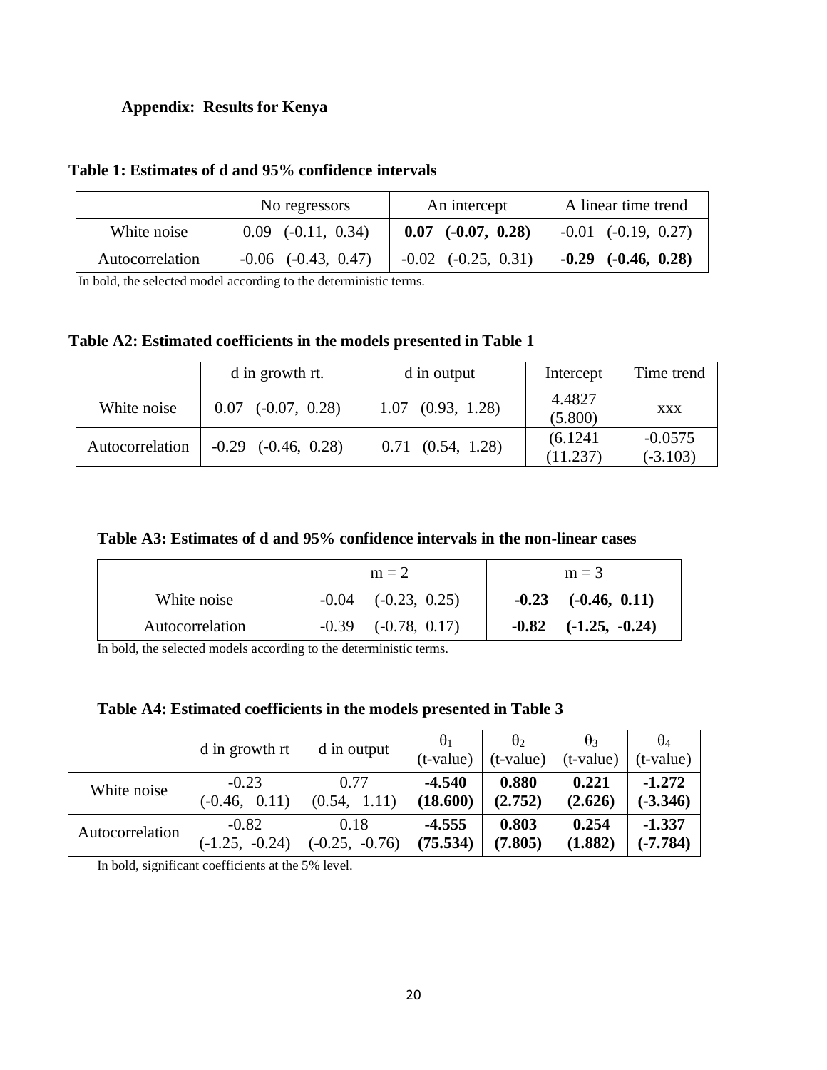**Appendix: Results for Kenya**

**Table 1: Estimates of d and 95% confidence intervals**

| | No regressors | An intercept | A linear time trend |
|---|---|---|---|
| White noise | 0.09 (-0.11, 0.34) | **0.07 (-0.07, 0.28)** | -0.01 (-0.19, 0.27) |
| Autocorrelation | -0.06 (-0.43, 0.47) | -0.02 (-0.25, 0.31) | **-0.29 (-0.46, 0.28)** |

In bold, the selected model according to the deterministic terms.

**Table A2: Estimated coefficients in the models presented in Table 1**

| | d in growth rt. | d in output | Intercept | Time trend |
|---|---|---|---|---|
| White noise | 0.07 (-0.07, 0.28) | 1.07 (0.93, 1.28) | 4.4827 (5.800) | xxx |
| Autocorrelation | -0.29 (-0.46, 0.28) | 0.71 (0.54, 1.28) | (6.1241 (11.237) | -0.0575 (-3.103) |

**Table A3: Estimates of d and 95% confidence intervals in the non-linear cases**

| | m = 2 | m = 3 |
|---|---|---|
| White noise | -0.04 (-0.23, 0.25) | **-0.23 (-0.46, 0.11)** |
| Autocorrelation | -0.39 (-0.78, 0.17) | **-0.82 (-1.25, -0.24)** |

In bold, the selected models according to the deterministic terms.

**Table A4: Estimated coefficients in the models presented in Table 3**

| | d in growth rt | d in output | $\theta_1$ (t-value) | $\theta_2$ (t-value) | $\theta_3$ (t-value) | $\theta_4$ (t-value) |
|---|---|---|---|---|---|---|
| White noise | -0.23 (-0.46, 0.11) | 0.77 (0.54, 1.11) | **-4.540 (18.600)** | **0.880 (2.752)** | **0.221 (2.626)** | **-1.272 (-3.346)** |
| Autocorrelation | -0.82 (-1.25, -0.24) | 0.18 (-0.25, -0.76) | **-4.555 (75.534)** | **0.803 (7.805)** | **0.254 (1.882)** | **-1.337 (-7.784)** |

In bold, significant coefficients at the 5% level.